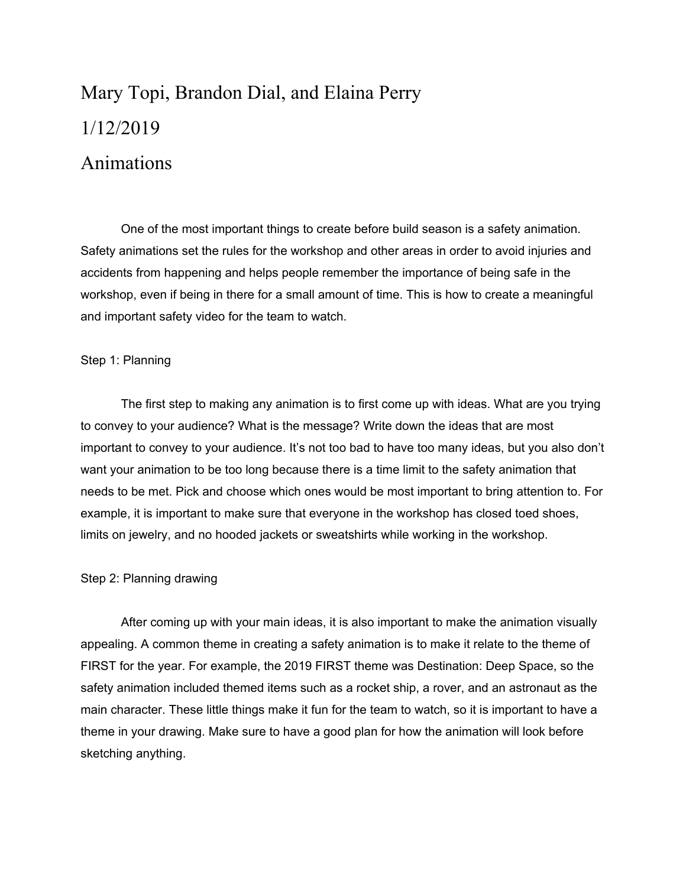Mary Topi, Brandon Dial, and Elaina Perry

1/12/2019

# Animations

One of the most important things to create before build season is a safety animation. Safety animations set the rules for the workshop and other areas in order to avoid injuries and accidents from happening and helps people remember the importance of being safe in the workshop, even if being in there for a small amount of time. This is how to create a meaningful and important safety video for the team to watch.

## Step 1: Planning

The first step to making any animation is to first come up with ideas. What are you trying to convey to your audience? What is the message? Write down the ideas that are most important to convey to your audience. It's not too bad to have too many ideas, but you also don't want your animation to be too long because there is a time limit to the safety animation that needs to be met. Pick and choose which ones would be most important to bring attention to. For example, it is important to make sure that everyone in the workshop has closed toed shoes, limits on jewelry, and no hooded jackets or sweatshirts while working in the workshop.

## Step 2: Planning drawing

After coming up with your main ideas, it is also important to make the animation visually appealing. A common theme in creating a safety animation is to make it relate to the theme of FIRST for the year. For example, the 2019 FIRST theme was Destination: Deep Space, so the safety animation included themed items such as a rocket ship, a rover, and an astronaut as the main character. These little things make it fun for the team to watch, so it is important to have a theme in your drawing. Make sure to have a good plan for how the animation will look before sketching anything.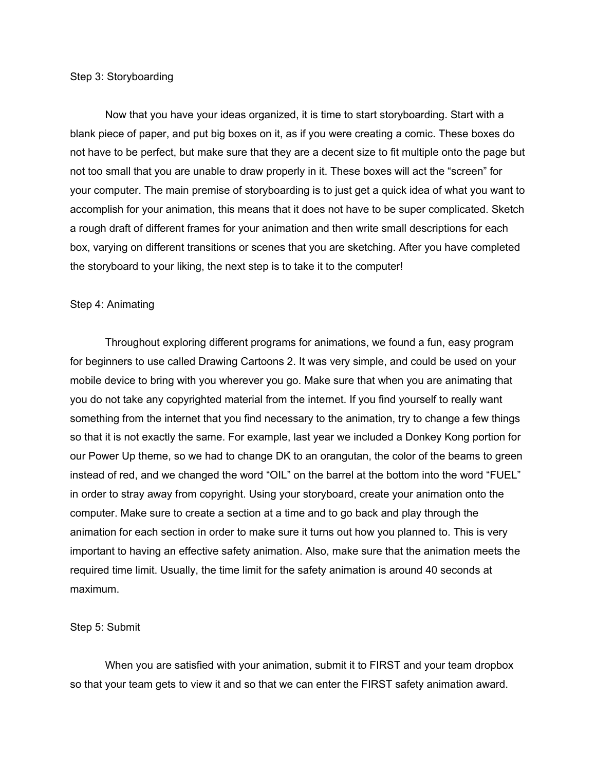Step 3: Storyboarding

Now that you have your ideas organized, it is time to start storyboarding. Start with a blank piece of paper, and put big boxes on it, as if you were creating a comic. These boxes do not have to be perfect, but make sure that they are a decent size to fit multiple onto the page but not too small that you are unable to draw properly in it. These boxes will act the "screen" for your computer. The main premise of storyboarding is to just get a quick idea of what you want to accomplish for your animation, this means that it does not have to be super complicated. Sketch a rough draft of different frames for your animation and then write small descriptions for each box, varying on different transitions or scenes that you are sketching. After you have completed the storyboard to your liking, the next step is to take it to the computer!

Step 4: Animating

Throughout exploring different programs for animations, we found a fun, easy program for beginners to use called Drawing Cartoons 2. It was very simple, and could be used on your mobile device to bring with you wherever you go. Make sure that when you are animating that you do not take any copyrighted material from the internet. If you find yourself to really want something from the internet that you find necessary to the animation, try to change a few things so that it is not exactly the same. For example, last year we included a Donkey Kong portion for our Power Up theme, so we had to change DK to an orangutan, the color of the beams to green instead of red, and we changed the word "OIL" on the barrel at the bottom into the word "FUEL" in order to stray away from copyright. Using your storyboard, create your animation onto the computer. Make sure to create a section at a time and to go back and play through the animation for each section in order to make sure it turns out how you planned to. This is very important to having an effective safety animation. Also, make sure that the animation meets the required time limit. Usually, the time limit for the safety animation is around 40 seconds at maximum.

Step 5: Submit

When you are satisfied with your animation, submit it to FIRST and your team dropbox so that your team gets to view it and so that we can enter the FIRST safety animation award.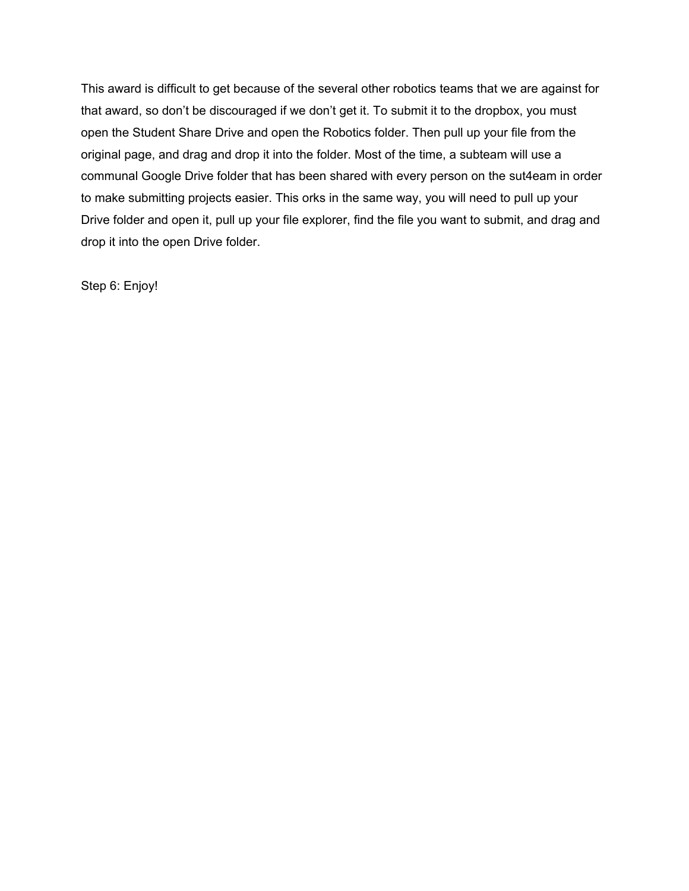This award is difficult to get because of the several other robotics teams that we are against for that award, so don't be discouraged if we don't get it. To submit it to the dropbox, you must open the Student Share Drive and open the Robotics folder. Then pull up your file from the original page, and drag and drop it into the folder. Most of the time, a subteam will use a communal Google Drive folder that has been shared with every person on the sut4eam in order to make submitting projects easier. This orks in the same way, you will need to pull up your Drive folder and open it, pull up your file explorer, find the file you want to submit, and drag and drop it into the open Drive folder.

Step 6: Enjoy!